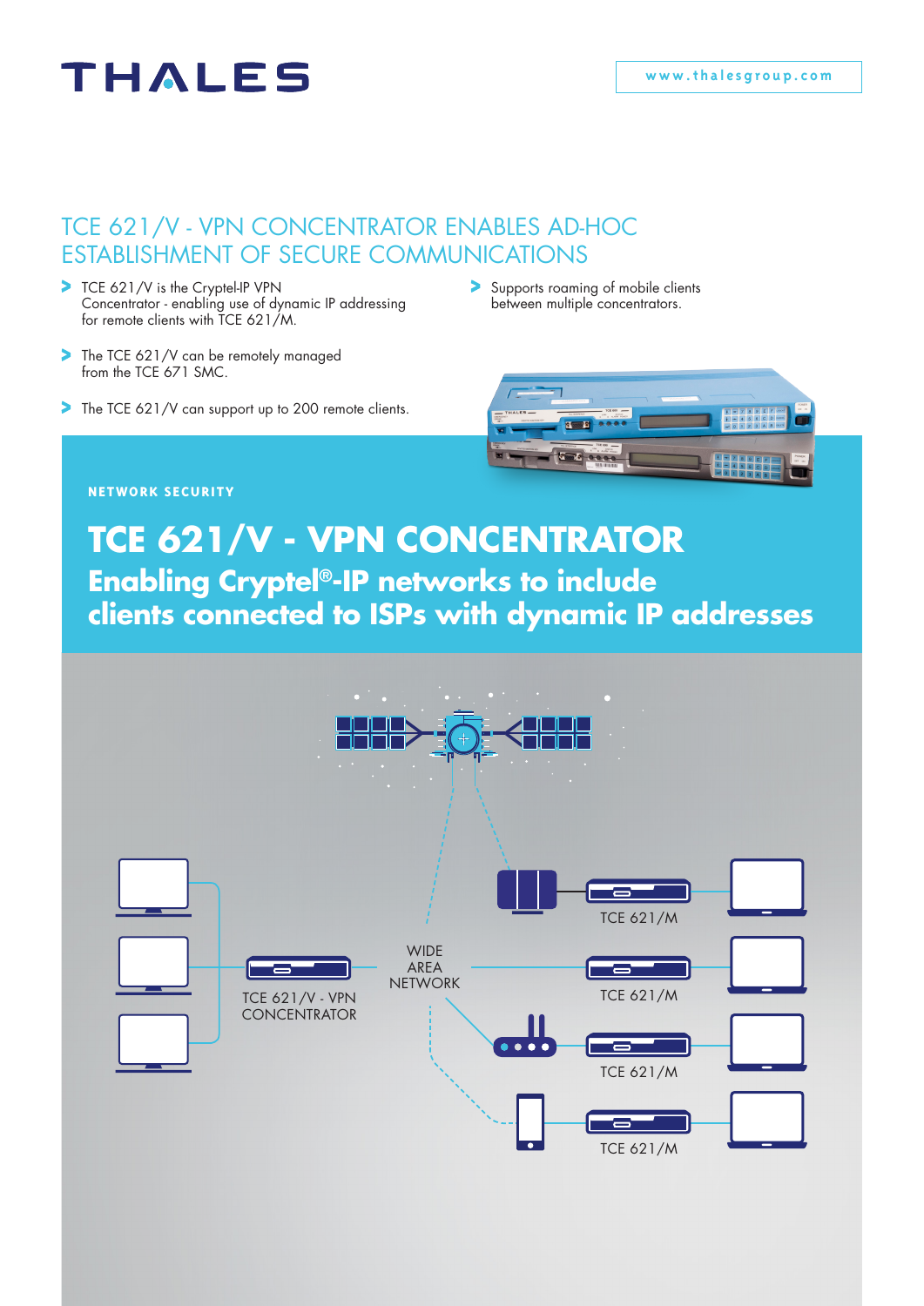THALES

www.thalesgroup.com

## TCE 621/V - VPN CONCENTRATOR ENABLES AD-HOC ESTABLISHMENT OF SECURE COMMUNICATIONS

- TCE 621/V is the Cryptel-IP VPN Concentrator - enabling use of dynamic IP addressing for remote clients with TCE 621/M.
- The TCE 621/V can be remotely managed from the TCE 671 SMC.
- The TCE 621/V can support up to 200 remote clients.
- Supports roaming of mobile clients between multiple concentrators.

**NETWORK SECURITY**

# TCE 621/V - VPN CONCENTRATOR

## Enabling Cryptel®-IP networks to include clients connected to ISPs with dynamic IP addresses

TCE 621/V - VPN CONCENTRATOR

WIDE AREA NETWORK

TCE 621/M

TCE 621/M

TCE 621/M

TCE 621/M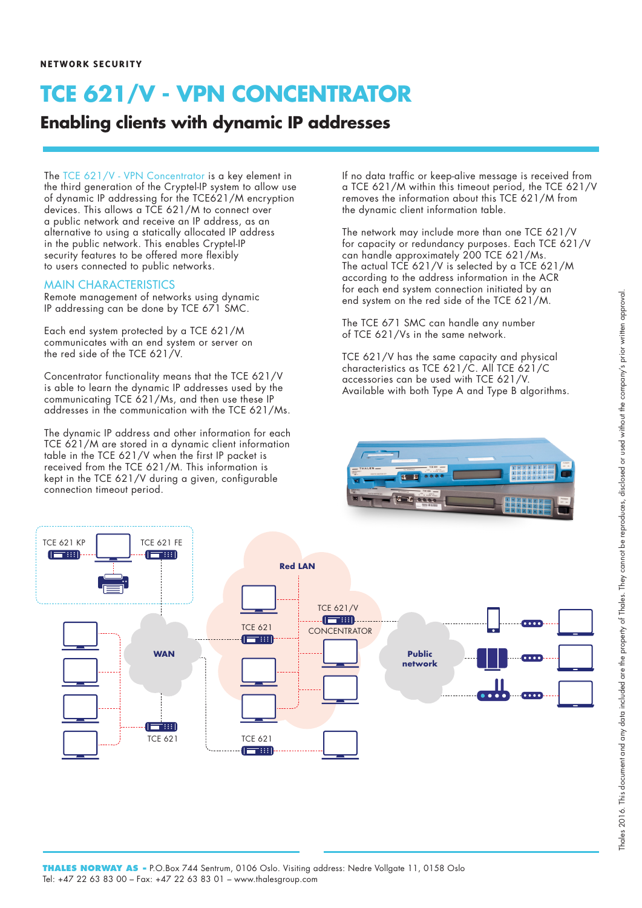NETWORK SECURITY

# TCE 621/V - VPN CONCENTRATOR

## Enabling clients with dynamic IP addresses

The TCE 621/V - VPN Concentrator is a key element in the third generation of the Cryptel-IP system to allow use of dynamic IP addressing for the TCE621/M encryption devices. This allows a TCE 621/M to connect over a public network and receive an IP address, as an alternative to using a statically allocated IP address in the public network. This enables Cryptel-IP security features to be offered more flexibly to users connected to public networks.

### MAIN CHARACTERISTICS

Remote management of networks using dynamic IP addressing can be done by TCE 671 SMC.

Each end system protected by a TCE 621/M communicates with an end system or server on the red side of the TCE 621/V.

Concentrator functionality means that the TCE 621/V is able to learn the dynamic IP addresses used by the communicating TCE 621/Ms, and then use these IP addresses in the communication with the TCE 621/Ms.

The dynamic IP address and other information for each TCE 621/M are stored in a dynamic client information table in the TCE 621/V when the first IP packet is received from the TCE 621/M. This information is kept in the TCE 621/V during a given, configurable connection timeout period.

If no data traffic or keep-alive message is received from a TCE 621/M within this timeout period, the TCE 621/V removes the information about this TCE 621/M from the dynamic client information table.

The network may include more than one TCE 621/V for capacity or redundancy purposes. Each TCE 621/V can handle approximately 200 TCE 621/Ms.
The actual TCE 621/V is selected by a TCE 621/M according to the address information in the ACR for each end system connection initiated by an end system on the red side of the TCE 621/M.

The TCE 671 SMC can handle any number of TCE 621/Vs in the same network.

TCE 621/V has the same capacity and physical characteristics as TCE 621/C. All TCE 621/C accessories can be used with TCE 621/V.
Available with both Type A and Type B algorithms.

TCE 621 KP
TCE 621 FE
Red LAN
TCE 621/V
CONCENTRATOR
TCE 621
WAN
Public network
TCE 621
TCE 621

Thales 2016. This document and any data included are the property of Thales. They cannot be reproduced, disclosed or used without the company's prior written approval.

**THALES NORWAY AS** – P.O.Box 744 Sentrum, 0106 Oslo. Visiting address: Nedre Vollgate 11, 0158 Oslo
Tel: +47 22 63 83 00 – Fax: +47 22 63 83 01 – www.thalesgroup.com